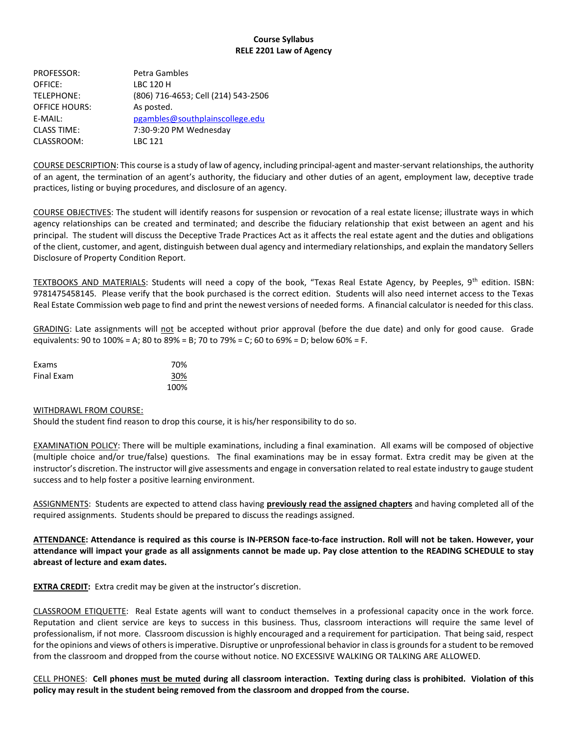**Course Syllabus**
**RELE 2201 Law of Agency**

| | |
|---|---|
| PROFESSOR: | Petra Gambles |
| OFFICE: | LBC 120 H |
| TELEPHONE: | (806) 716-4653; Cell (214) 543-2506 |
| OFFICE HOURS: | As posted. |
| E-MAIL: | pgambles@southplainscollege.edu |
| CLASS TIME: | 7:30-9:20 PM Wednesday |
| CLASSROOM: | LBC 121 |

COURSE DESCRIPTION: This course is a study of law of agency, including principal-agent and master-servant relationships, the authority of an agent, the termination of an agent's authority, the fiduciary and other duties of an agent, employment law, deceptive trade practices, listing or buying procedures, and disclosure of an agency.

COURSE OBJECTIVES: The student will identify reasons for suspension or revocation of a real estate license; illustrate ways in which agency relationships can be created and terminated; and describe the fiduciary relationship that exist between an agent and his principal. The student will discuss the Deceptive Trade Practices Act as it affects the real estate agent and the duties and obligations of the client, customer, and agent, distinguish between dual agency and intermediary relationships, and explain the mandatory Sellers Disclosure of Property Condition Report.

TEXTBOOKS AND MATERIALS: Students will need a copy of the book, "Texas Real Estate Agency, by Peeples, 9th edition. ISBN: 9781475458145. Please verify that the book purchased is the correct edition. Students will also need internet access to the Texas Real Estate Commission web page to find and print the newest versions of needed forms. A financial calculator is needed for this class.

GRADING: Late assignments will not be accepted without prior approval (before the due date) and only for good cause. Grade equivalents: 90 to 100% = A; 80 to 89% = B; 70 to 79% = C; 60 to 69% = D; below 60% = F.

| | |
|---|---|
| Exams | 70% |
| Final Exam | 30% |
| | 100% |

WITHDRAWL FROM COURSE:
Should the student find reason to drop this course, it is his/her responsibility to do so.

EXAMINATION POLICY: There will be multiple examinations, including a final examination. All exams will be composed of objective (multiple choice and/or true/false) questions. The final examinations may be in essay format. Extra credit may be given at the instructor's discretion. The instructor will give assessments and engage in conversation related to real estate industry to gauge student success and to help foster a positive learning environment.

ASSIGNMENTS: Students are expected to attend class having **previously read the assigned chapters** and having completed all of the required assignments. Students should be prepared to discuss the readings assigned.

**ATTENDANCE: Attendance is required as this course is IN-PERSON face-to-face instruction. Roll will not be taken. However, your attendance will impact your grade as all assignments cannot be made up. Pay close attention to the READING SCHEDULE to stay abreast of lecture and exam dates.**

**EXTRA CREDIT:** Extra credit may be given at the instructor's discretion.

CLASSROOM ETIQUETTE: Real Estate agents will want to conduct themselves in a professional capacity once in the work force. Reputation and client service are keys to success in this business. Thus, classroom interactions will require the same level of professionalism, if not more. Classroom discussion is highly encouraged and a requirement for participation. That being said, respect for the opinions and views of others is imperative. Disruptive or unprofessional behavior in class is grounds for a student to be removed from the classroom and dropped from the course without notice. NO EXCESSIVE WALKING OR TALKING ARE ALLOWED.

CELL PHONES: **Cell phones must be muted during all classroom interaction. Texting during class is prohibited. Violation of this policy may result in the student being removed from the classroom and dropped from the course.**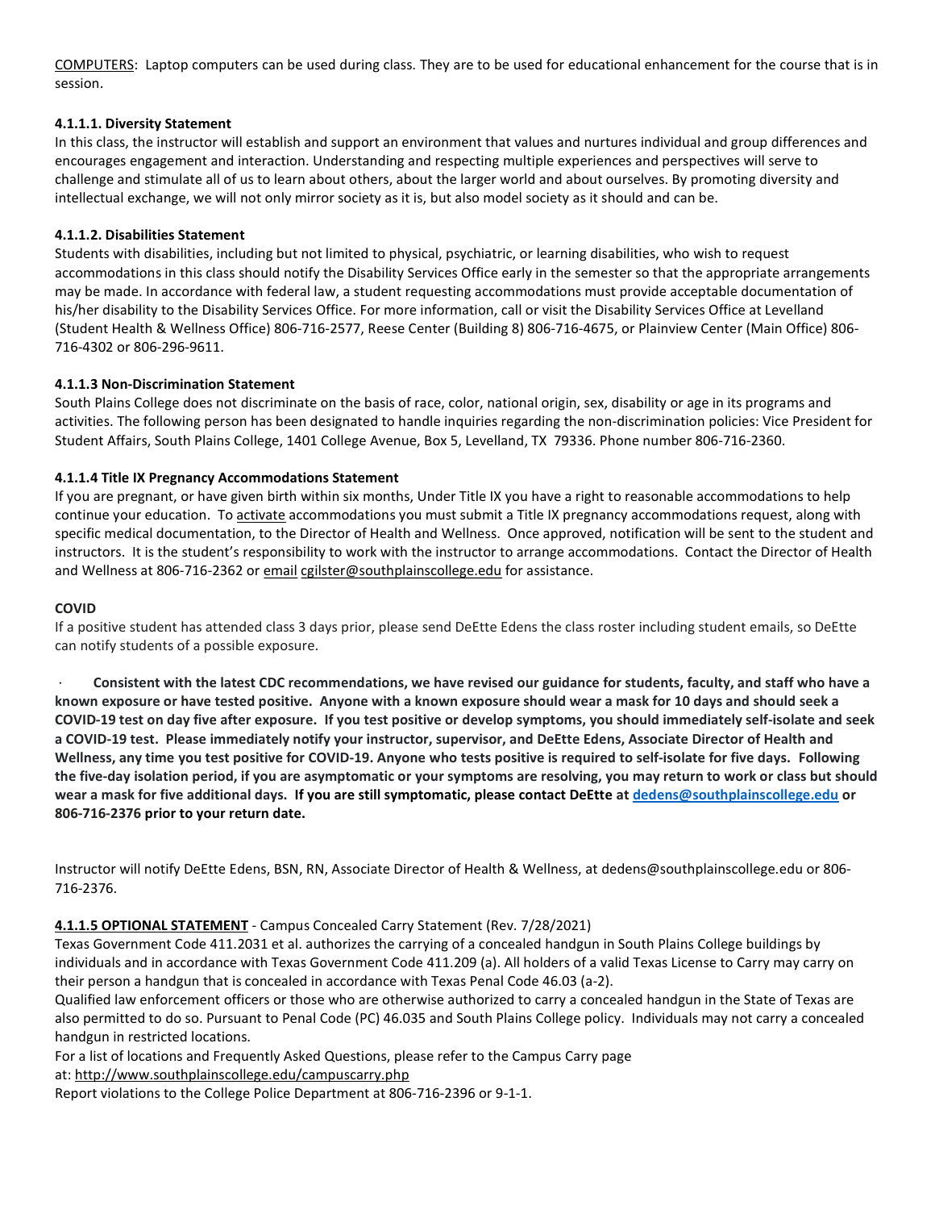<u>COMPUTERS</u>: Laptop computers can be used during class. They are to be used for educational enhancement for the course that is in session.

**4.1.1.1. Diversity Statement**

In this class, the instructor will establish and support an environment that values and nurtures individual and group differences and encourages engagement and interaction. Understanding and respecting multiple experiences and perspectives will serve to challenge and stimulate all of us to learn about others, about the larger world and about ourselves. By promoting diversity and intellectual exchange, we will not only mirror society as it is, but also model society as it should and can be.

**4.1.1.2. Disabilities Statement**

Students with disabilities, including but not limited to physical, psychiatric, or learning disabilities, who wish to request accommodations in this class should notify the Disability Services Office early in the semester so that the appropriate arrangements may be made. In accordance with federal law, a student requesting accommodations must provide acceptable documentation of his/her disability to the Disability Services Office. For more information, call or visit the Disability Services Office at Levelland (Student Health & Wellness Office) 806-716-2577, Reese Center (Building 8) 806-716-4675, or Plainview Center (Main Office) 806-716-4302 or 806-296-9611.

**4.1.1.3 Non-Discrimination Statement**

South Plains College does not discriminate on the basis of race, color, national origin, sex, disability or age in its programs and activities. The following person has been designated to handle inquiries regarding the non-discrimination policies: Vice President for Student Affairs, South Plains College, 1401 College Avenue, Box 5, Levelland, TX 79336. Phone number 806-716-2360.

**4.1.1.4 Title IX Pregnancy Accommodations Statement**

If you are pregnant, or have given birth within six months, Under Title IX you have a right to reasonable accommodations to help continue your education. To <u>activate</u> accommodations you must submit a Title IX pregnancy accommodations request, along with specific medical documentation, to the Director of Health and Wellness. Once approved, notification will be sent to the student and instructors. It is the student's responsibility to work with the instructor to arrange accommodations. Contact the Director of Health and Wellness at 806-716-2362 or <u>email</u> cgilster@southplainscollege.edu for assistance.

**COVID**

If a positive student has attended class 3 days prior, please send DeEtte Edens the class roster including student emails, so DeEtte can notify students of a possible exposure.

- **Consistent with the latest CDC recommendations, we have revised our guidance for students, faculty, and staff who have a known exposure or have tested positive. Anyone with a known exposure should wear a mask for 10 days and should seek a COVID-19 test on day five after exposure. If you test positive or develop symptoms, you should immediately self-isolate and seek a COVID-19 test. Please immediately notify your instructor, supervisor, and DeEtte Edens, Associate Director of Health and Wellness, any time you test positive for COVID-19. Anyone who tests positive is required to self-isolate for five days. Following the five-day isolation period, if you are asymptomatic or your symptoms are resolving, you may return to work or class but should wear a mask for five additional days. If you are still symptomatic, please contact DeEtte at dedens@southplainscollege.edu or 806-716-2376 prior to your return date.**

Instructor will notify DeEtte Edens, BSN, RN, Associate Director of Health & Wellness, at dedens@southplainscollege.edu or 806-716-2376.

**<u>4.1.1.5 OPTIONAL STATEMENT</u>** - Campus Concealed Carry Statement (Rev. 7/28/2021)

Texas Government Code 411.2031 et al. authorizes the carrying of a concealed handgun in South Plains College buildings by individuals and in accordance with Texas Government Code 411.209 (a). All holders of a valid Texas License to Carry may carry on their person a handgun that is concealed in accordance with Texas Penal Code 46.03 (a-2).

Qualified law enforcement officers or those who are otherwise authorized to carry a concealed handgun in the State of Texas are also permitted to do so. Pursuant to Penal Code (PC) 46.035 and South Plains College policy. Individuals may not carry a concealed handgun in restricted locations.

For a list of locations and Frequently Asked Questions, please refer to the Campus Carry page at: http://www.southplainscollege.edu/campuscarry.php

Report violations to the College Police Department at 806-716-2396 or 9-1-1.